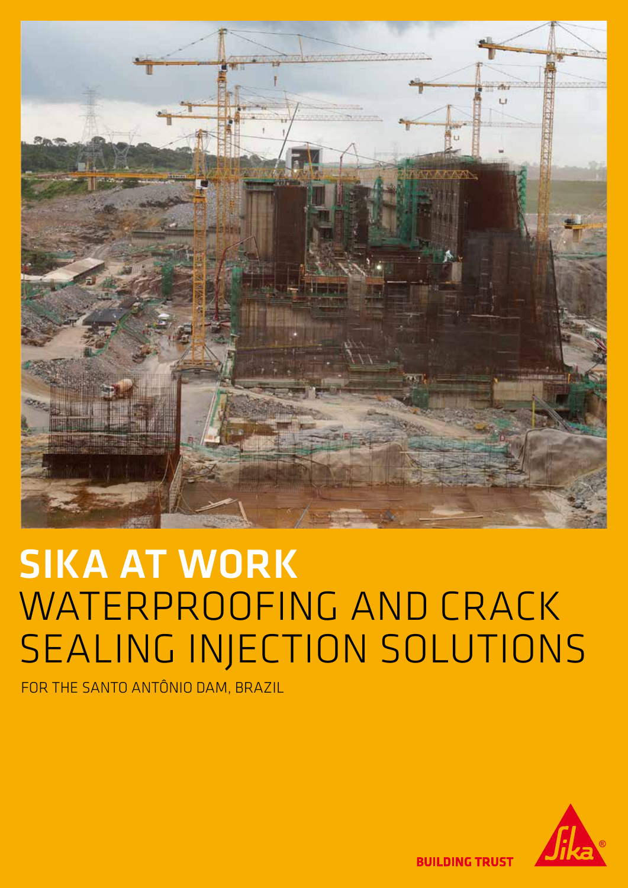# SIKA AT WORK

# WATERPROOFING AND CRACK SEALING INJECTION SOLUTIONS

FOR THE SANTO ANTÔNIO DAM, BRAZIL

BUILDING TRUST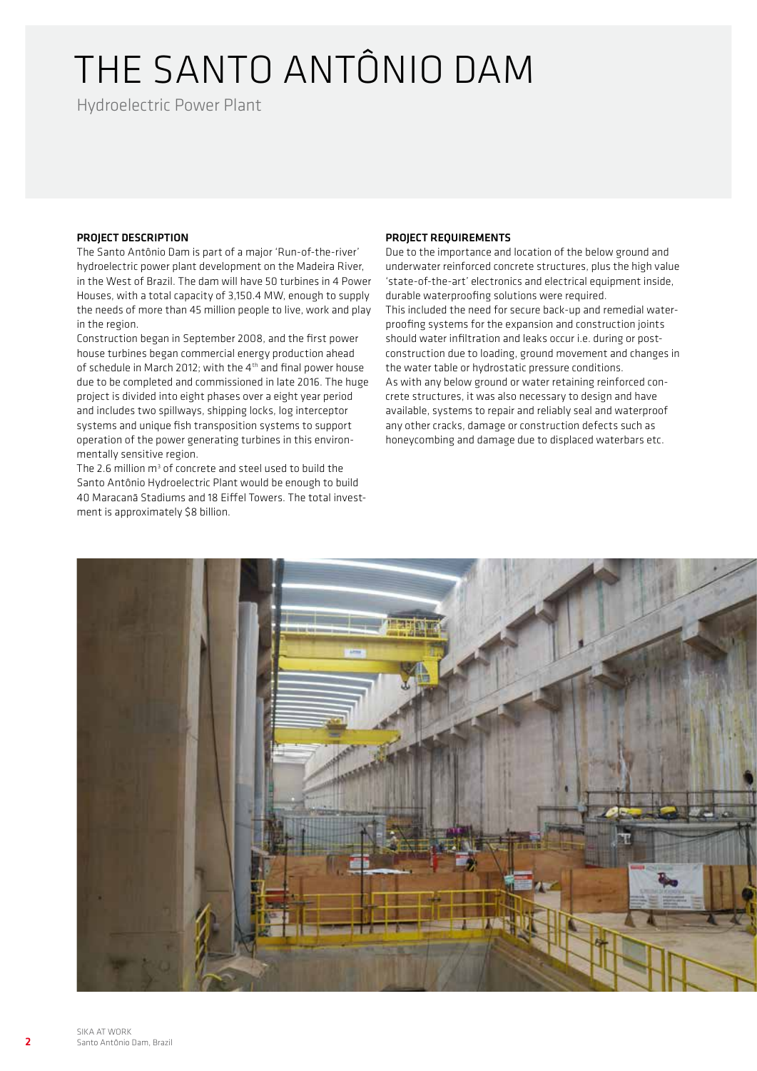# THE SANTO ANTÔNIO DAM

Hydroelectric Power Plant

## PROJECT DESCRIPTION

The Santo Antônio Dam is part of a major 'Run-of-the-river' hydroelectric power plant development on the Madeira River, in the West of Brazil. The dam will have 50 turbines in 4 Power Houses, with a total capacity of 3,150.4 MW, enough to supply the needs of more than 45 million people to live, work and play in the region.

Construction began in September 2008, and the first power house turbines began commercial energy production ahead of schedule in March 2012; with the 4th and final power house due to be completed and commissioned in late 2016. The huge project is divided into eight phases over a eight year period and includes two spillways, shipping locks, log interceptor systems and unique fish transposition systems to support operation of the power generating turbines in this environmentally sensitive region.

The 2.6 million m³ of concrete and steel used to build the Santo Antônio Hydroelectric Plant would be enough to build 40 Maracanã Stadiums and 18 Eiffel Towers. The total investment is approximately $8 billion.

## PROJECT REQUIREMENTS

Due to the importance and location of the below ground and underwater reinforced concrete structures, plus the high value 'state-of-the-art' electronics and electrical equipment inside, durable waterproofing solutions were required.

This included the need for secure back-up and remedial waterproofing systems for the expansion and construction joints should water infiltration and leaks occur i.e. during or post-construction due to loading, ground movement and changes in the water table or hydrostatic pressure conditions.

As with any below ground or water retaining reinforced concrete structures, it was also necessary to design and have available, systems to repair and reliably seal and waterproof any other cracks, damage or construction defects such as honeycombing and damage due to displaced waterbars etc.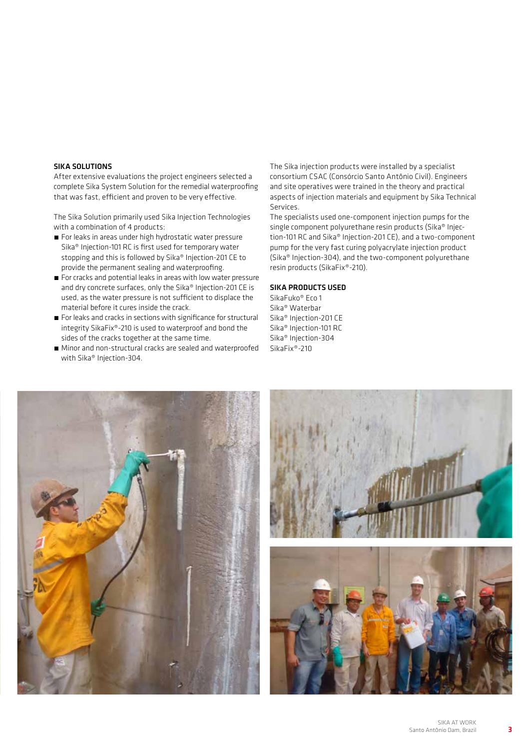## SIKA SOLUTIONS

After extensive evaluations the project engineers selected a complete Sika System Solution for the remedial waterproofing that was fast, efficient and proven to be very effective.

The Sika Solution primarily used Sika Injection Technologies with a combination of 4 products:

- For leaks in areas under high hydrostatic water pressure Sika® Injection-101 RC is first used for temporary water stopping and this is followed by Sika® Injection-201 CE to provide the permanent sealing and waterproofing.
- For cracks and potential leaks in areas with low water pressure and dry concrete surfaces, only the Sika® Injection-201 CE is used, as the water pressure is not sufficient to displace the material before it cures inside the crack.
- For leaks and cracks in sections with significance for structural integrity SikaFix®-210 is used to waterproof and bond the sides of the cracks together at the same time.
- Minor and non-structural cracks are sealed and waterproofed with Sika® Injection-304.

The Sika injection products were installed by a specialist consortium CSAC (Consórcio Santo Antônio Civil). Engineers and site operatives were trained in the theory and practical aspects of injection materials and equipment by Sika Technical Services.

The specialists used one-component injection pumps for the single component polyurethane resin products (Sika® Injection-101 RC and Sika® Injection-201 CE), and a two-component pump for the very fast curing polyacrylate injection product (Sika® Injection-304), and the two-component polyurethane resin products (SikaFix®-210).

## SIKA PRODUCTS USED

SikaFuko® Eco 1
Sika® Waterbar
Sika® Injection-201 CE
Sika® Injection-101 RC
Sika® Injection-304
SikaFix®-210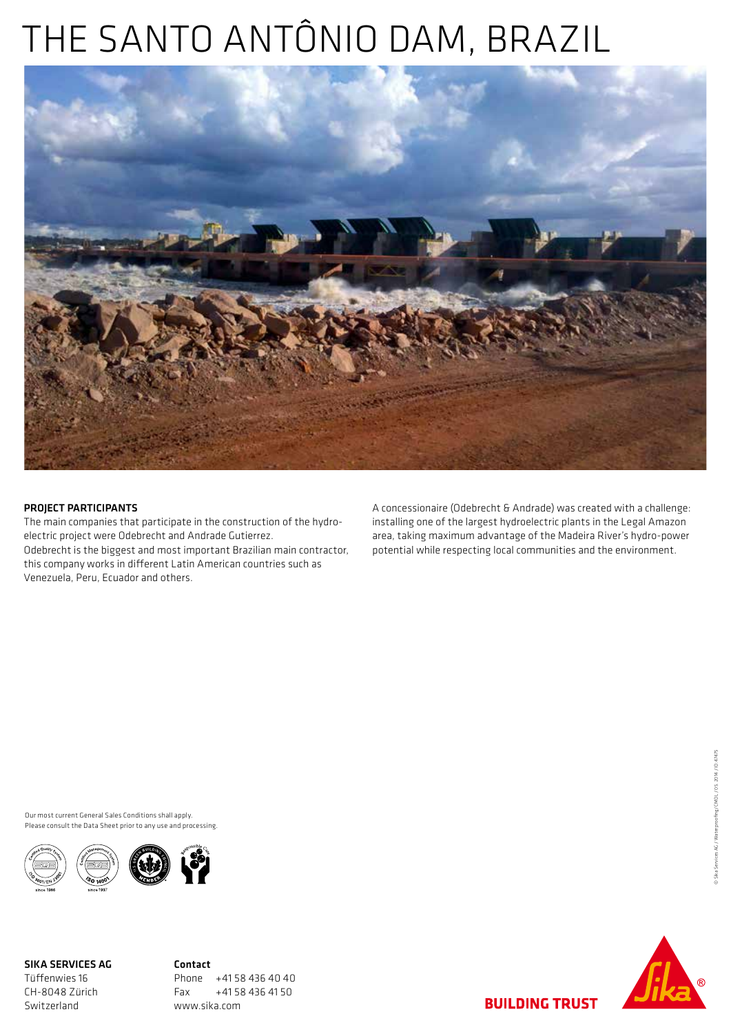# THE SANTO ANTÔNIO DAM, BRAZIL

**PROJECT PARTICIPANTS**

The main companies that participate in the construction of the hydro-electric project were Odebrecht and Andrade Gutierrez.
Odebrecht is the biggest and most important Brazilian main contractor, this company works in different Latin American countries such as Venezuela, Peru, Ecuador and others.

A concessionaire (Odebrecht & Andrade) was created with a challenge: installing one of the largest hydroelectric plants in the Legal Amazon area, taking maximum advantage of the Madeira River's hydro-power potential while respecting local communities and the environment.

Our most current General Sales Conditions shall apply.
Please consult the Data Sheet prior to any use and processing.

**SIKA SERVICES AG**
Tüffenwies 16
CH-8048 Zürich
Switzerland

**Contact**
Phone +41 58 436 40 40
Fax +41 58 436 41 50
www.sika.com

**BUILDING TRUST**